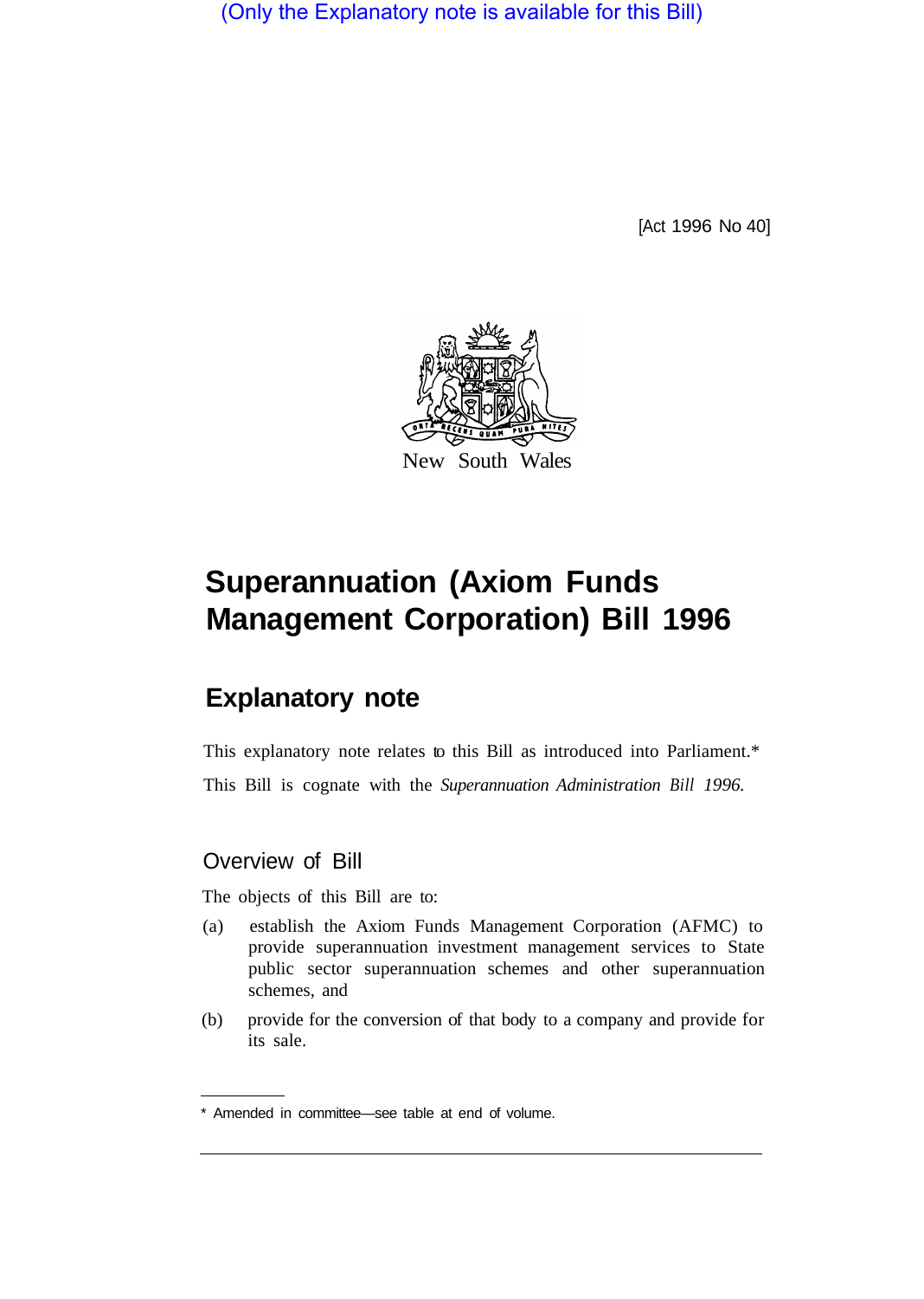(Only the Explanatory note is available for this Bill)

[Act 1996 No 40]

New South Wales

# Superannuation (Axiom Funds Management Corporation) Bill 1996

## Explanatory note

This explanatory note relates to this Bill as introduced into Parliament.*

This Bill is cognate with the *Superannuation Administration Bill 1996.*

### Overview of Bill

The objects of this Bill are to:

(a) establish the Axiom Funds Management Corporation (AFMC) to provide superannuation investment management services to State public sector superannuation schemes and other superannuation schemes, and

(b) provide for the conversion of that body to a company and provide for its sale.

* Amended in committee—see table at end of volume.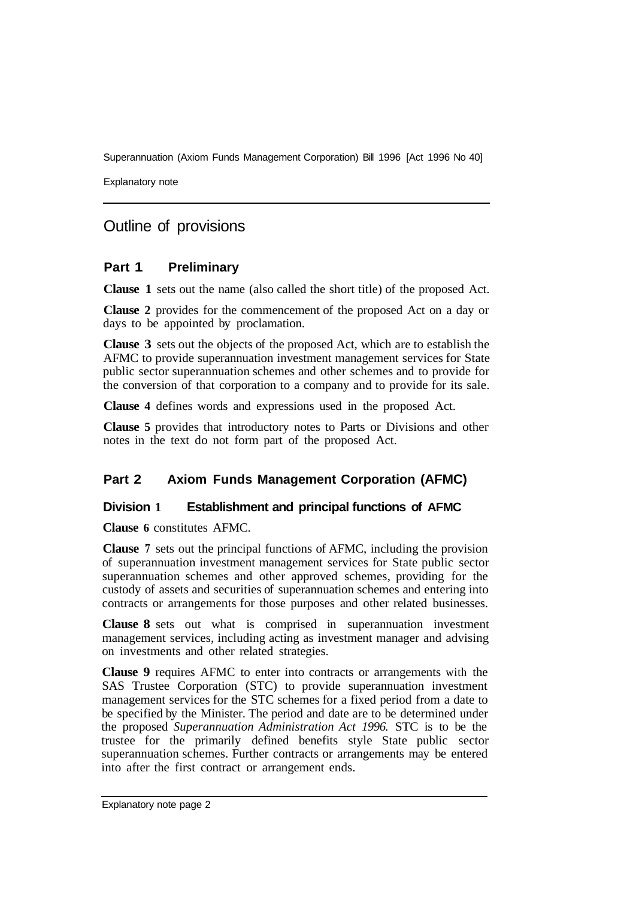# Outline of provisions

## Part 1 Preliminary

**Clause 1** sets out the name (also called the short title) of the proposed Act.

**Clause 2** provides for the commencement of the proposed Act on a day or days to be appointed by proclamation.

**Clause 3** sets out the objects of the proposed Act, which are to establish the AFMC to provide superannuation investment management services for State public sector superannuation schemes and other schemes and to provide for the conversion of that corporation to a company and to provide for its sale.

**Clause 4** defines words and expressions used in the proposed Act.

**Clause 5** provides that introductory notes to Parts or Divisions and other notes in the text do not form part of the proposed Act.

## Part 2 Axiom Funds Management Corporation (AFMC)

### Division 1 Establishment and principal functions of AFMC

**Clause 6** constitutes AFMC.

**Clause 7** sets out the principal functions of AFMC, including the provision of superannuation investment management services for State public sector superannuation schemes and other approved schemes, providing for the custody of assets and securities of superannuation schemes and entering into contracts or arrangements for those purposes and other related businesses.

**Clause 8** sets out what is comprised in superannuation investment management services, including acting as investment manager and advising on investments and other related strategies.

**Clause 9** requires AFMC to enter into contracts or arrangements with the SAS Trustee Corporation (STC) to provide superannuation investment management services for the STC schemes for a fixed period from a date to be specified by the Minister. The period and date are to be determined under the proposed *Superannuation Administration Act 1996*. STC is to be the trustee for the primarily defined benefits style State public sector superannuation schemes. Further contracts or arrangements may be entered into after the first contract or arrangement ends.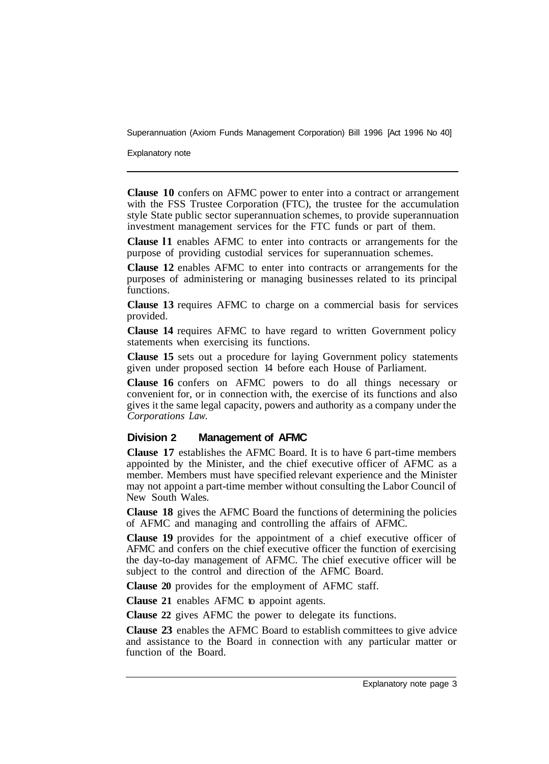**Clause 10** confers on AFMC power to enter into a contract or arrangement with the FSS Trustee Corporation (FTC), the trustee for the accumulation style State public sector superannuation schemes, to provide superannuation investment management services for the FTC funds or part of them.

**Clause 11** enables AFMC to enter into contracts or arrangements for the purpose of providing custodial services for superannuation schemes.

**Clause 12** enables AFMC to enter into contracts or arrangements for the purposes of administering or managing businesses related to its principal functions.

**Clause 13** requires AFMC to charge on a commercial basis for services provided.

**Clause 14** requires AFMC to have regard to written Government policy statements when exercising its functions.

**Clause 15** sets out a procedure for laying Government policy statements given under proposed section 14 before each House of Parliament.

**Clause 16** confers on AFMC powers to do all things necessary or convenient for, or in connection with, the exercise of its functions and also gives it the same legal capacity, powers and authority as a company under the *Corporations Law.*

### Division 2 Management of AFMC

**Clause 17** establishes the AFMC Board. It is to have 6 part-time members appointed by the Minister, and the chief executive officer of AFMC as a member. Members must have specified relevant experience and the Minister may not appoint a part-time member without consulting the Labor Council of New South Wales.

**Clause 18** gives the AFMC Board the functions of determining the policies of AFMC and managing and controlling the affairs of AFMC.

**Clause 19** provides for the appointment of a chief executive officer of AFMC and confers on the chief executive officer the function of exercising the day-to-day management of AFMC. The chief executive officer will be subject to the control and direction of the AFMC Board.

**Clause 20** provides for the employment of AFMC staff.

**Clause 21** enables AFMC to appoint agents.

**Clause 22** gives AFMC the power to delegate its functions.

**Clause 23** enables the AFMC Board to establish committees to give advice and assistance to the Board in connection with any particular matter or function of the Board.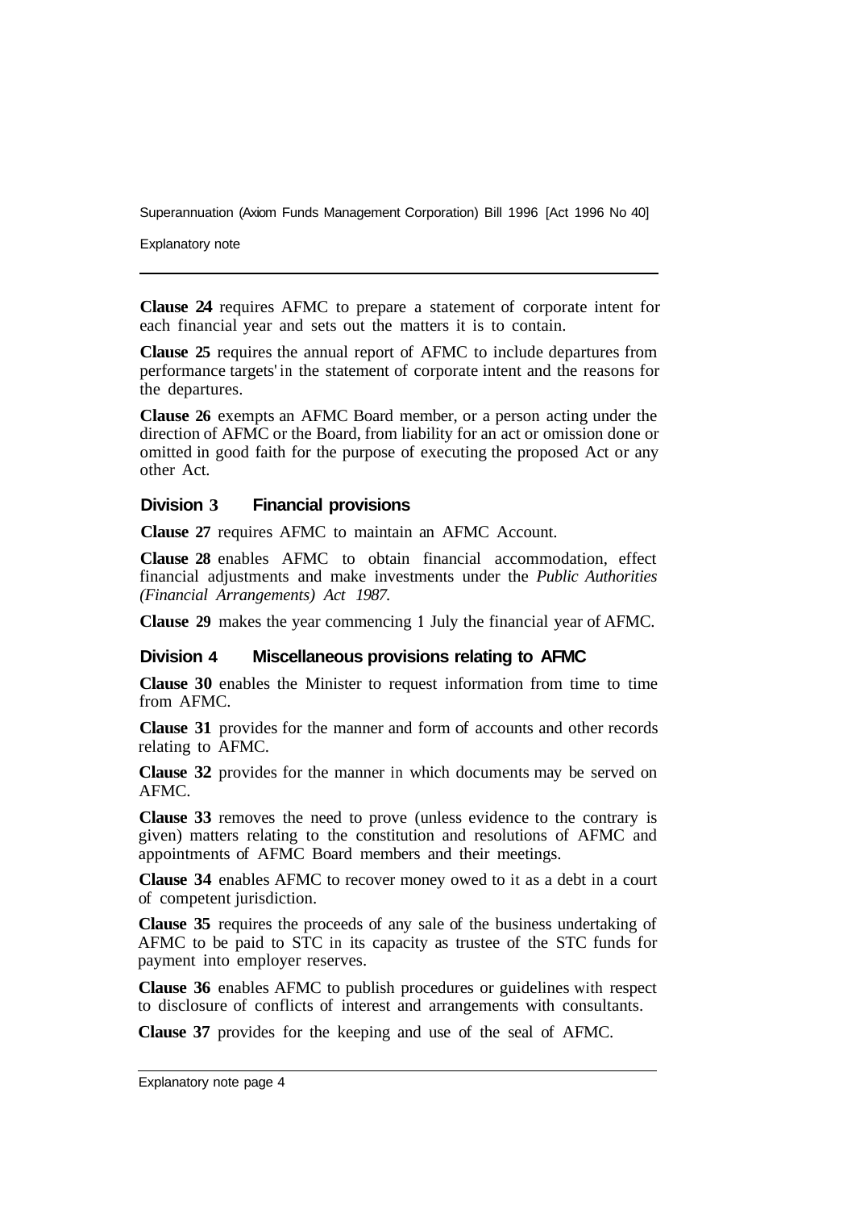**Clause 24** requires AFMC to prepare a statement of corporate intent for each financial year and sets out the matters it is to contain.

**Clause 25** requires the annual report of AFMC to include departures from performance targets' in the statement of corporate intent and the reasons for the departures.

**Clause 26** exempts an AFMC Board member, or a person acting under the direction of AFMC or the Board, from liability for an act or omission done or omitted in good faith for the purpose of executing the proposed Act or any other Act.

### Division 3 Financial provisions

**Clause 27** requires AFMC to maintain an AFMC Account.

**Clause 28** enables AFMC to obtain financial accommodation, effect financial adjustments and make investments under the *Public Authorities (Financial Arrangements) Act 1987.*

**Clause 29** makes the year commencing 1 July the financial year of AFMC.

### Division 4 Miscellaneous provisions relating to AFMC

**Clause 30** enables the Minister to request information from time to time from AFMC.

**Clause 31** provides for the manner and form of accounts and other records relating to AFMC.

**Clause 32** provides for the manner in which documents may be served on AFMC.

**Clause 33** removes the need to prove (unless evidence to the contrary is given) matters relating to the constitution and resolutions of AFMC and appointments of AFMC Board members and their meetings.

**Clause 34** enables AFMC to recover money owed to it as a debt in a court of competent jurisdiction.

**Clause 35** requires the proceeds of any sale of the business undertaking of AFMC to be paid to STC in its capacity as trustee of the STC funds for payment into employer reserves.

**Clause 36** enables AFMC to publish procedures or guidelines with respect to disclosure of conflicts of interest and arrangements with consultants.

**Clause 37** provides for the keeping and use of the seal of AFMC.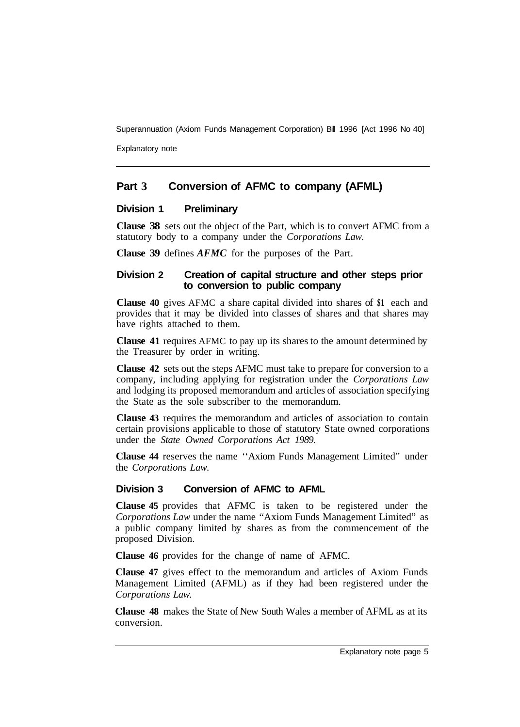## Part 3 Conversion of AFMC to company (AFML)

### Division 1 Preliminary

**Clause 38** sets out the object of the Part, which is to convert AFMC from a statutory body to a company under the *Corporations Law.*

**Clause 39** defines ***AFMC*** for the purposes of the Part.

### Division 2 Creation of capital structure and other steps prior to conversion to public company

**Clause 40** gives AFMC a share capital divided into shares of $1 each and provides that it may be divided into classes of shares and that shares may have rights attached to them.

**Clause 41** requires AFMC to pay up its shares to the amount determined by the Treasurer by order in writing.

**Clause 42** sets out the steps AFMC must take to prepare for conversion to a company, including applying for registration under the *Corporations Law* and lodging its proposed memorandum and articles of association specifying the State as the sole subscriber to the memorandum.

**Clause 43** requires the memorandum and articles of association to contain certain provisions applicable to those of statutory State owned corporations under the *State Owned Corporations Act 1989.*

**Clause 44** reserves the name ''Axiom Funds Management Limited" under the *Corporations Law.*

### Division 3 Conversion of AFMC to AFML

**Clause 45** provides that AFMC is taken to be registered under the *Corporations Law* under the name "Axiom Funds Management Limited" as a public company limited by shares as from the commencement of the proposed Division.

**Clause 46** provides for the change of name of AFMC.

**Clause 47** gives effect to the memorandum and articles of Axiom Funds Management Limited (AFML) as if they had been registered under the *Corporations Law.*

**Clause 48** makes the State of New South Wales a member of AFML as at its conversion.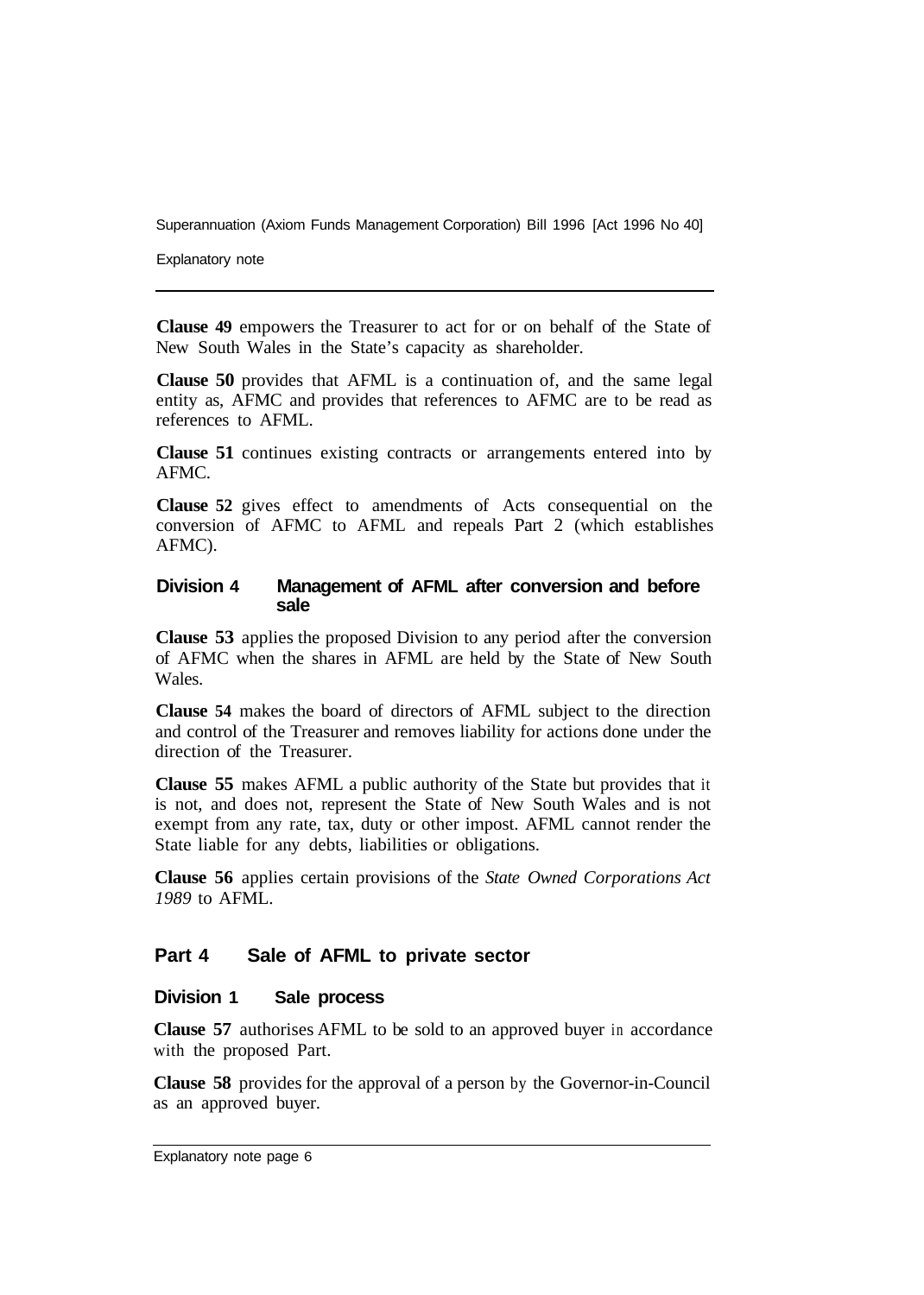**Clause 49** empowers the Treasurer to act for or on behalf of the State of New South Wales in the State's capacity as shareholder.

**Clause 50** provides that AFML is a continuation of, and the same legal entity as, AFMC and provides that references to AFMC are to be read as references to AFML.

**Clause 51** continues existing contracts or arrangements entered into by AFMC.

**Clause 52** gives effect to amendments of Acts consequential on the conversion of AFMC to AFML and repeals Part 2 (which establishes AFMC).

### Division 4 Management of AFML after conversion and before sale

**Clause 53** applies the proposed Division to any period after the conversion of AFMC when the shares in AFML are held by the State of New South Wales.

**Clause 54** makes the board of directors of AFML subject to the direction and control of the Treasurer and removes liability for actions done under the direction of the Treasurer.

**Clause 55** makes AFML a public authority of the State but provides that it is not, and does not, represent the State of New South Wales and is not exempt from any rate, tax, duty or other impost. AFML cannot render the State liable for any debts, liabilities or obligations.

**Clause 56** applies certain provisions of the *State Owned Corporations Act 1989* to AFML.

## Part 4 Sale of AFML to private sector

### Division 1 Sale process

**Clause 57** authorises AFML to be sold to an approved buyer in accordance with the proposed Part.

**Clause 58** provides for the approval of a person by the Governor-in-Council as an approved buyer.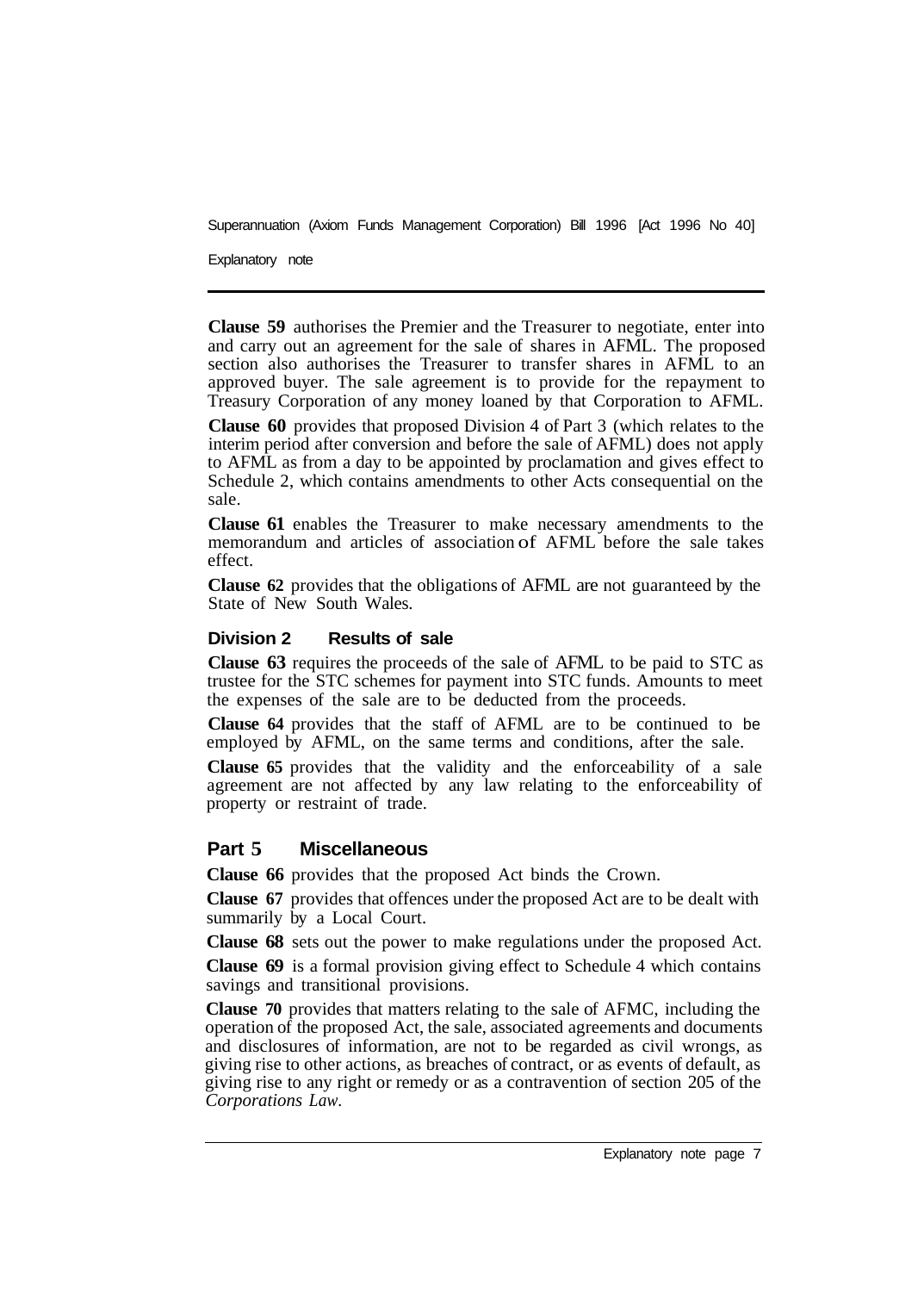**Clause 59** authorises the Premier and the Treasurer to negotiate, enter into and carry out an agreement for the sale of shares in AFML. The proposed section also authorises the Treasurer to transfer shares in AFML to an approved buyer. The sale agreement is to provide for the repayment to Treasury Corporation of any money loaned by that Corporation to AFML.

**Clause 60** provides that proposed Division 4 of Part 3 (which relates to the interim period after conversion and before the sale of AFML) does not apply to AFML as from a day to be appointed by proclamation and gives effect to Schedule 2, which contains amendments to other Acts consequential on the sale.

**Clause 61** enables the Treasurer to make necessary amendments to the memorandum and articles of association of AFML before the sale takes effect.

**Clause 62** provides that the obligations of AFML are not guaranteed by the State of New South Wales.

### Division 2 Results of sale

**Clause 63** requires the proceeds of the sale of AFML to be paid to STC as trustee for the STC schemes for payment into STC funds. Amounts to meet the expenses of the sale are to be deducted from the proceeds.

**Clause 64** provides that the staff of AFML are to be continued to be employed by AFML, on the same terms and conditions, after the sale.

**Clause 65** provides that the validity and the enforceability of a sale agreement are not affected by any law relating to the enforceability of property or restraint of trade.

## Part 5 Miscellaneous

**Clause 66** provides that the proposed Act binds the Crown.

**Clause 67** provides that offences under the proposed Act are to be dealt with summarily by a Local Court.

**Clause 68** sets out the power to make regulations under the proposed Act.

**Clause 69** is a formal provision giving effect to Schedule 4 which contains savings and transitional provisions.

**Clause 70** provides that matters relating to the sale of AFMC, including the operation of the proposed Act, the sale, associated agreements and documents and disclosures of information, are not to be regarded as civil wrongs, as giving rise to other actions, as breaches of contract, or as events of default, as giving rise to any right or remedy or as a contravention of section 205 of the *Corporations Law*.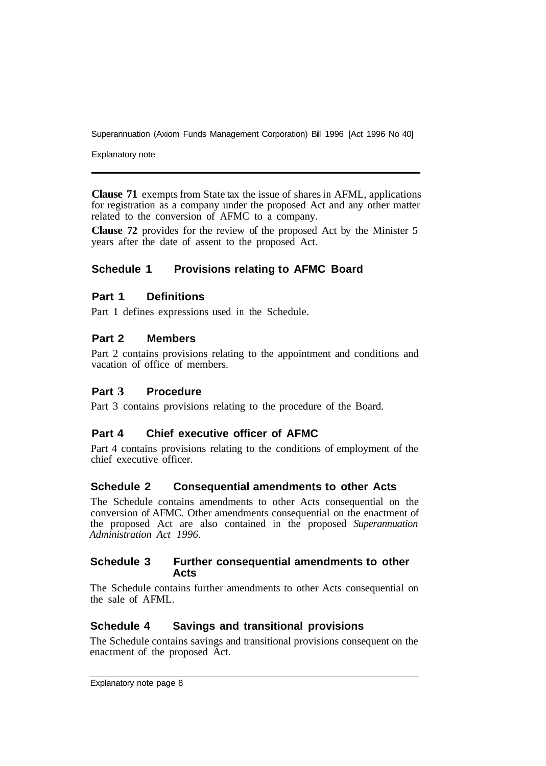**Clause 71** exempts from State tax the issue of shares in AFML, applications for registration as a company under the proposed Act and any other matter related to the conversion of AFMC to a company.

**Clause 72** provides for the review of the proposed Act by the Minister 5 years after the date of assent to the proposed Act.

## Schedule 1 Provisions relating to AFMC Board

### Part 1 Definitions

Part 1 defines expressions used in the Schedule.

### Part 2 Members

Part 2 contains provisions relating to the appointment and conditions and vacation of office of members.

### Part 3 Procedure

Part 3 contains provisions relating to the procedure of the Board.

### Part 4 Chief executive officer of AFMC

Part 4 contains provisions relating to the conditions of employment of the chief executive officer.

## Schedule 2 Consequential amendments to other Acts

The Schedule contains amendments to other Acts consequential on the conversion of AFMC. Other amendments consequential on the enactment of the proposed Act are also contained in the proposed *Superannuation Administration Act 1996*.

## Schedule 3 Further consequential amendments to other Acts

The Schedule contains further amendments to other Acts consequential on the sale of AFML.

## Schedule 4 Savings and transitional provisions

The Schedule contains savings and transitional provisions consequent on the enactment of the proposed Act.